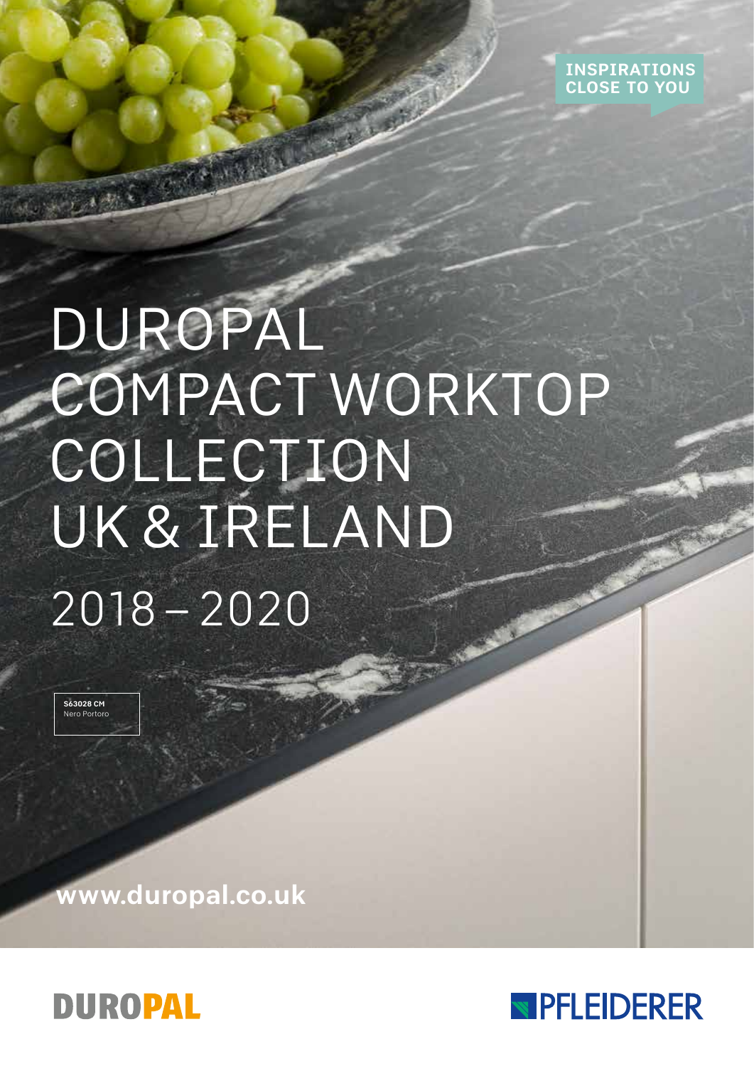INSPIRATIONS CLOSE TO YOU

# DUROPAL COMPACT WORKTOP COLLECTION UK & IRELAND

## 2018 – 2020

**S63028 CM**
Nero Portoro

**www.duropal.co.uk**

DUROPAL

PFLEIDERER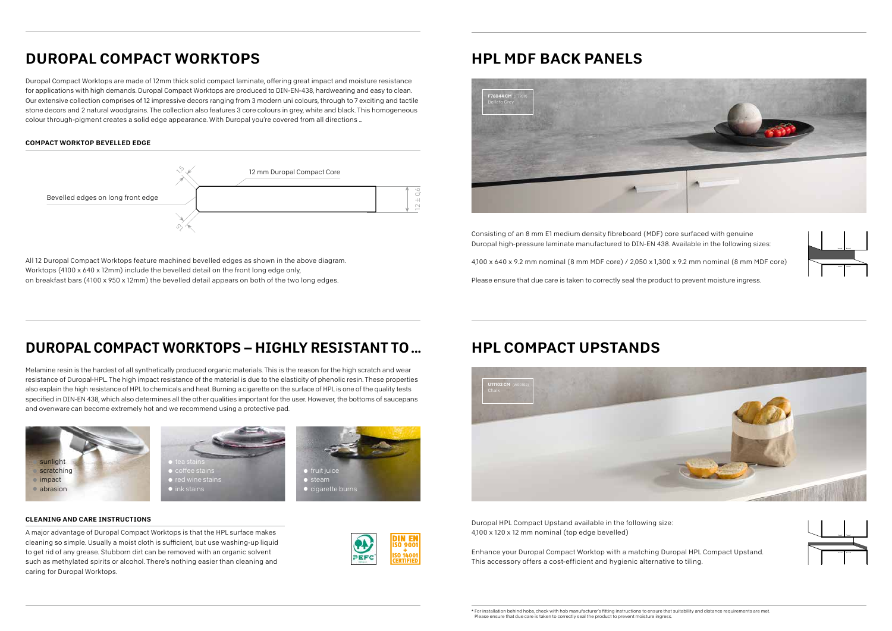# DUROPAL COMPACT WORKTOPS

Duropal Compact Worktops are made of 12mm thick solid compact laminate, offering great impact and moisture resistance for applications with high demands. Duropal Compact Worktops are produced to DIN-EN-438, hardwearing and easy to clean. Our extensive collection comprises of 12 impressive decors ranging from 3 modern uni colours, through to 7 exciting and tactile stone decors and 2 natural woodgrains. The collection also features 3 core colours in grey, white and black. This homogeneous colour through-pigment creates a solid edge appearance. With Duropal you're covered from all directions ...

### COMPACT WORKTOP BEVELLED EDGE

1.5

12 mm Duropal Compact Core

Bevelled edges on long front edge

12 ± 0.6

1.5

All 12 Duropal Compact Worktops feature machined bevelled edges as shown in the above diagram. Worktops (4100 x 640 x 12mm) include the bevelled detail on the front long edge only, on breakfast bars (4100 x 950 x 12mm) the bevelled detail appears on both of the two long edges.

# DUROPAL COMPACT WORKTOPS – HIGHLY RESISTANT TO ...

Melamine resin is the hardest of all synthetically produced organic materials. This is the reason for the high scratch and wear resistance of Duropal-HPL. The high impact resistance of the material is due to the elasticity of phenolic resin. These properties also explain the high resistance of HPL to chemicals and heat. Burning a cigarette on the surface of HPL is one of the quality tests specified in DIN-EN 438, which also determines all the other qualities important for the user. However, the bottoms of saucepans and ovenware can become extremely hot and we recommend using a protective pad.

- sunlight
- scratching
- impact
- abrasion

- tea stains
- coffee stains
- red wine stains
- ink stains

- fruit juice
- steam
- cigarette burns

### CLEANING AND CARE INSTRUCTIONS

A major advantage of Duropal Compact Worktops is that the HPL surface makes cleaning so simple. Usually a moist cloth is sufficient, but use washing-up liquid to get rid of any grease. Stubborn dirt can be removed with an organic solvent such as methylated spirits or alcohol. There's nothing easier than cleaning and caring for Duropal Worktops.

DIN EN ISO 9001 + ISO 14001 CERTIFIED

# HPL MDF BACK PANELS

**F76044 CM** (F7069)
Bellato Grey

Consisting of an 8 mm E1 medium density fibreboard (MDF) core surfaced with genuine Duropal high-pressure laminate manufactured to DIN-EN 438. Available in the following sizes:

4,100 x 640 x 9.2 mm nominal (8 mm MDF core) / 2,050 x 1,300 x 9.2 mm nominal (8 mm MDF core)

Please ensure that due care is taken to correctly seal the product to prevent moisture ingress.

# HPL COMPACT UPSTANDS

**U11102 CM** (W0980)
Chalk

Duropal HPL Compact Upstand available in the following size:
4,100 x 120 x 12 mm nominal (top edge bevelled)

Enhance your Duropal Compact Worktop with a matching Duropal HPL Compact Upstand. This accessory offers a cost-efficient and hygienic alternative to tiling.

* For installation behind hobs, check with hob manufacturer's fitting instructions to ensure that suitability and distance requirements are met. Please ensure that due care is taken to correctly seal the product to prevent moisture ingress.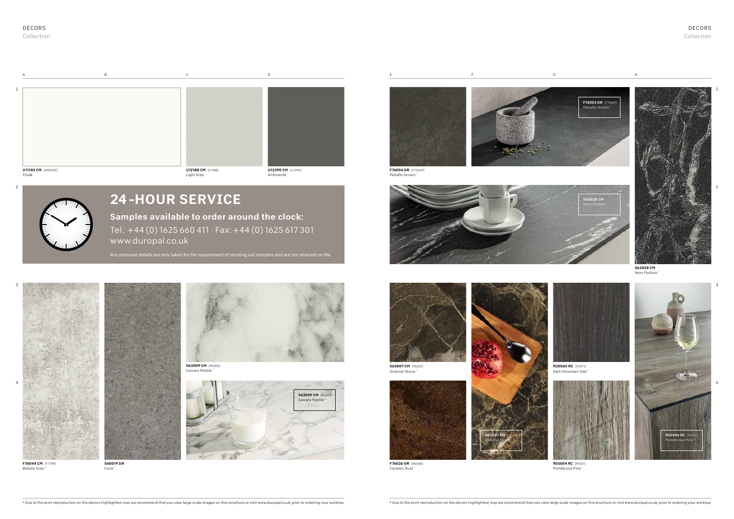# DECORS

Collection

**U11102 CM** (W80102)
Chalk

**U12188 CM** (U1188)
Light Grey

**U12290 CM** (U1290)
Anthracite

## 24-HOUR SERVICE

### Samples available to order around the clock:

Tel.: +44 (0) 1625 660 411 · Fax: +44 (0) 1625 617 301
www.duropal.co.uk

Any personal details are only taken for the requirement of sending out samples and are not retained on file.

**F76044 CM** (F7709)
Bellato Grey *

**S60019 GR**
Crick *

**S63009 CM** (R6303)
Carrara Marble *

**S63009 CM** (R6303)
Carrara Marble *

**F76054 GR** (F7506P)
Metallic brown *

**F76054 GR** (F7506P)
Metallic brown *

**S63028 CM**
Nero Portoro *

**S63028 CM**
Nero Portoro *

**S63007 CM** (R6301)
Oriental Stone *

**S63007 CM**
Oriental Stone *

**R20065 RC** (R4371)
Dark Mountain Oak *

**F76026 GR** (R6008)
Ceramic Rust *

**R55004 RC** (R4531)
Ponderosa Pine *

**R55004 RC** (R4531)
Ponderosa Pine *

* Due to the print reproduction on the decors highlighted, may we recommend that you view large scale images on this brochure or visit www.duropal.co.uk, prior to ordering your worktop.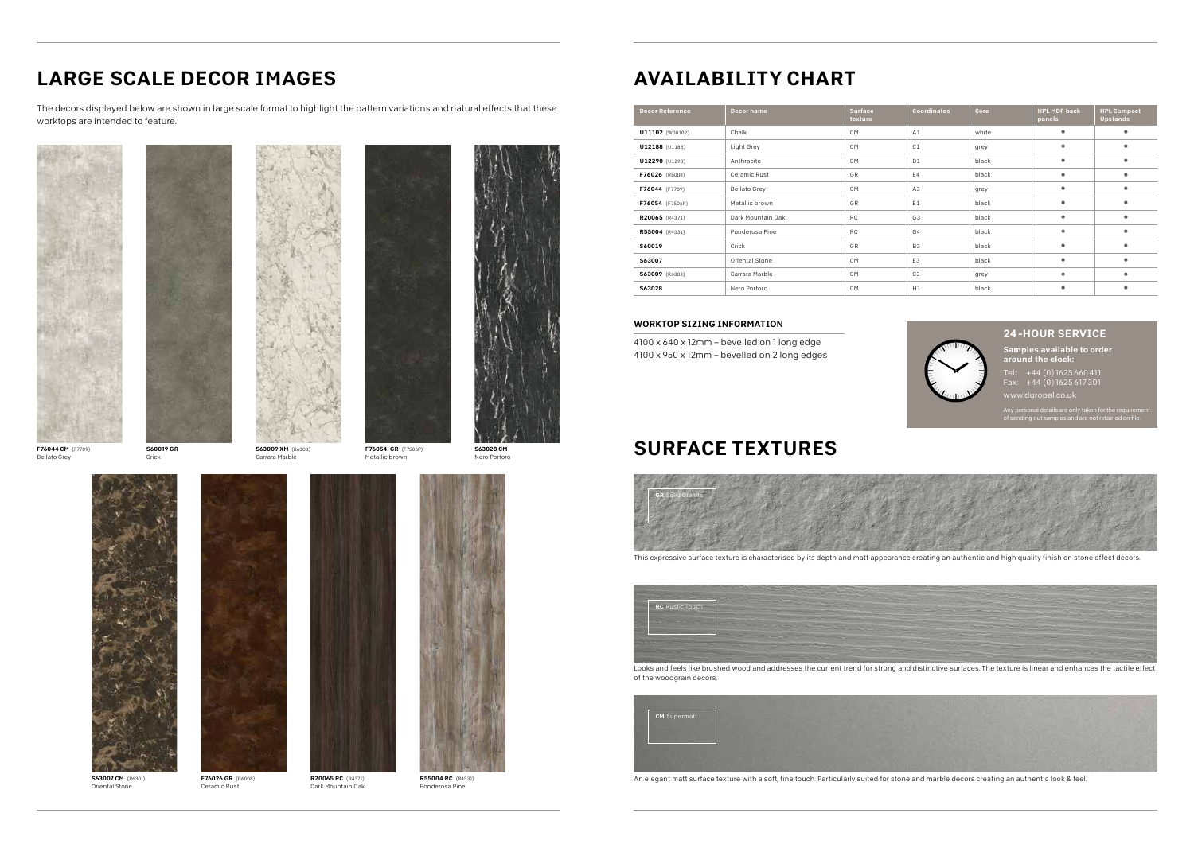# LARGE SCALE DECOR IMAGES

The decors displayed below are shown in large scale format to highlight the pattern variations and natural effects that these worktops are intended to feature.

**F76044 CM** (F7709)
Bellato Grey

**S60019 GR**
Crick

**S63009 XM** (R6303)
Carrara Marble

**F76054 GR** (F7506P)
Metallic brown

**S63028 CM**
Nero Portoro

**S63007 CM** (R6301)
Oriental Stone

**F76026 GR** (R6008)
Ceramic Rust

**R20065 RC** (R4371)
Dark Mountain Oak

**R55004 RC** (R4531)
Ponderosa Pine

# AVAILABILITY CHART

| Decor Reference | Decor name | Surface texture | Coordinates | Core | HPL MDF back panels | HPL Compact Upstands |
|---|---|---|---|---|---|---|
| **U11102** (W00102) | Chalk | CM | A1 | white | • | • |
| **U12188** (U1188) | Light Grey | CM | C1 | grey | • | • |
| **U12290** (U1290) | Anthracite | CM | D1 | black | • | • |
| **F76026** (R6008) | Ceramic Rust | GR | E4 | black | • | • |
| **F76044** (F7709) | Bellato Grey | CM | A3 | grey | • | • |
| **F76054** (F7506P) | Metallic brown | GR | E1 | black | • | • |
| **R20065** (R4371) | Dark Mountain Oak | RC | G3 | black | • | • |
| **R55004** (R4531) | Ponderosa Pine | RC | G4 | black | • | • |
| **S60019** | Crick | GR | B3 | black | • | • |
| **S63007** | Oriental Stone | CM | E3 | black | • | • |
| **S63009** (R6303) | Carrara Marble | CM | C3 | grey | • | • |
| **S63028** | Nero Portoro | CM | H1 | black | • | • |

### WORKTOP SIZING INFORMATION

4100 x 640 x 12mm – bevelled on 1 long edge
4100 x 950 x 12mm – bevelled on 2 long edges

### 24-HOUR SERVICE

**Samples available to order around the clock:**

Tel.: +44 (0) 1625 660 411
Fax: +44 (0) 1625 617 301
www.duropal.co.uk

Any personal details are only taken for the requirement of sending out samples and are not retained on file.

# SURFACE TEXTURES

**GR** Solid Granite

This expressive surface texture is characterised by its depth and matt appearance creating an authentic and high quality finish on stone effect decors.

**RC** Rustic Touch

Looks and feels like brushed wood and addresses the current trend for strong and distinctive surfaces. The texture is linear and enhances the tactile effect of the woodgrain decors.

**CM** Supermatt

An elegant matt surface texture with a soft, fine touch. Particularly suited for stone and marble decors creating an authentic look & feel.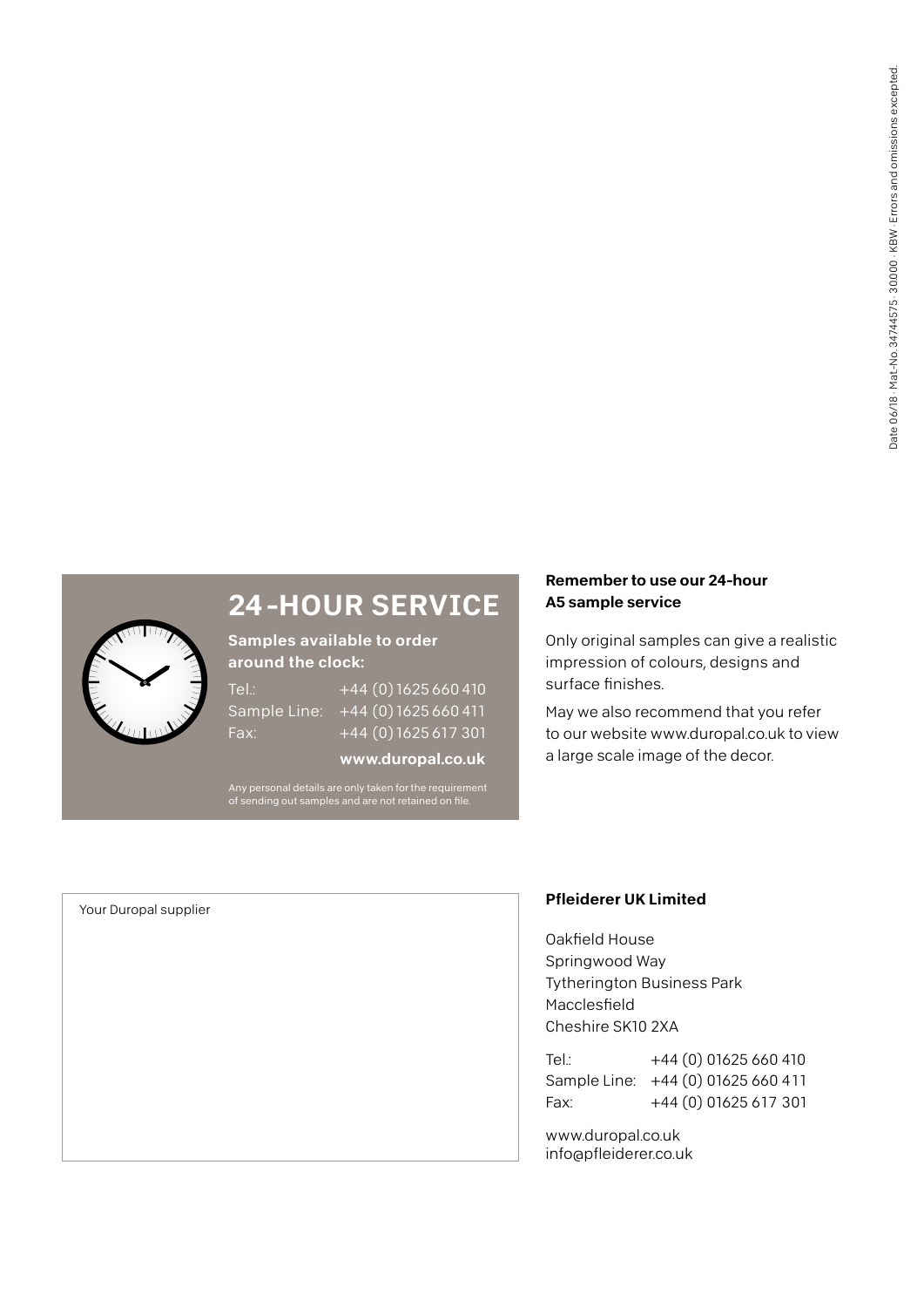## 24-HOUR SERVICE

**Samples available to order around the clock:**

| | |
|---|---|
| Tel.: | +44 (0) 1625 660 410 |
| Sample Line: | +44 (0) 1625 660 411 |
| Fax: | +44 (0) 1625 617 301 |

**www.duropal.co.uk**

Any personal details are only taken for the requirement of sending out samples and are not retained on file.

**Remember to use our 24-hour A5 sample service**

Only original samples can give a realistic impression of colours, designs and surface finishes.

May we also recommend that you refer to our website www.duropal.co.uk to view a large scale image of the decor.

Your Duropal supplier

**Pfleiderer UK Limited**

Oakfield House
Springwood Way
Tytherington Business Park
Macclesfield
Cheshire SK10 2XA

| | |
|---|---|
| Tel.: | +44 (0) 01625 660 410 |
| Sample Line: | +44 (0) 01625 660 411 |
| Fax: | +44 (0) 01625 617 301 |

www.duropal.co.uk
info@pfleiderer.co.uk

Date 06/18 · Mat.-No. 34744575 · 30.000 · KBW · Errors and omissions excepted.